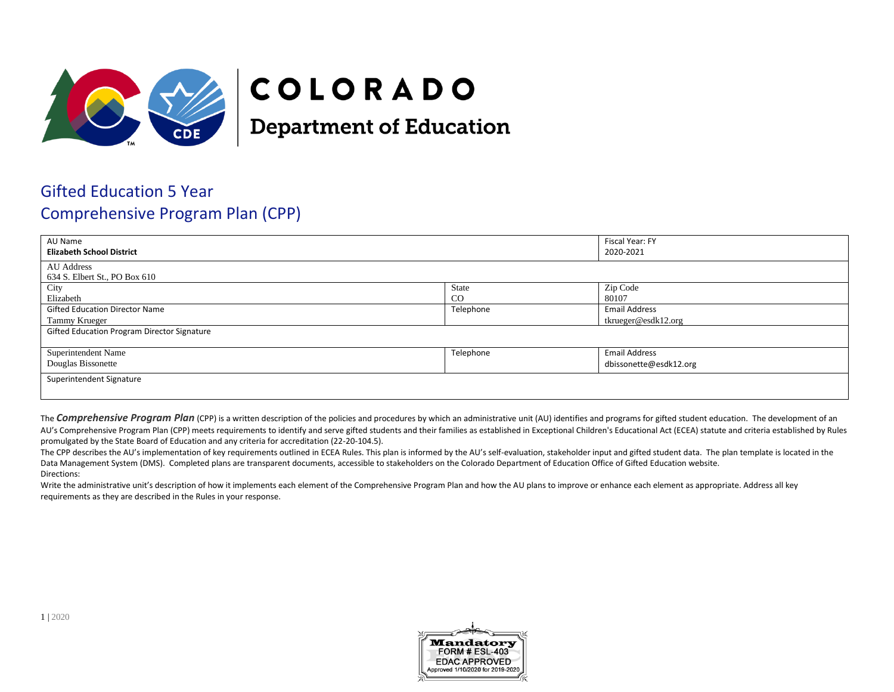# COLORADO
## Department of Education

# Gifted Education 5 Year
# Comprehensive Program Plan (CPP)

| AU Name<br>**Elizabeth School District** | | Fiscal Year: FY<br>2020-2021 |
|---|---|---|
| AU Address<br>634 S. Elbert St., PO Box 610 | | |
| City<br>Elizabeth | State<br>CO | Zip Code<br>80107 |
| Gifted Education Director Name<br>Tammy Krueger | Telephone | Email Address<br>tkrueger@esdk12.org |
| Gifted Education Program Director Signature | | |
| Superintendent Name<br>Douglas Bissonette | Telephone | Email Address<br>dbissonette@esdk12.org |
| Superintendent Signature | | |

The ***Comprehensive Program Plan*** (CPP) is a written description of the policies and procedures by which an administrative unit (AU) identifies and programs for gifted student education. The development of an AU's Comprehensive Program Plan (CPP) meets requirements to identify and serve gifted students and their families as established in Exceptional Children's Educational Act (ECEA) statute and criteria established by Rules promulgated by the State Board of Education and any criteria for accreditation (22-20-104.5).

The CPP describes the AU's implementation of key requirements outlined in ECEA Rules. This plan is informed by the AU's self-evaluation, stakeholder input and gifted student data. The plan template is located in the Data Management System (DMS). Completed plans are transparent documents, accessible to stakeholders on the Colorado Department of Education Office of Gifted Education website.

Directions:

Write the administrative unit's description of how it implements each element of the Comprehensive Program Plan and how the AU plans to improve or enhance each element as appropriate. Address all key requirements as they are described in the Rules in your response.

Mandatory
FORM # ESL-403
EDAC APPROVED
Approved 1/10/2020 for 2019-2020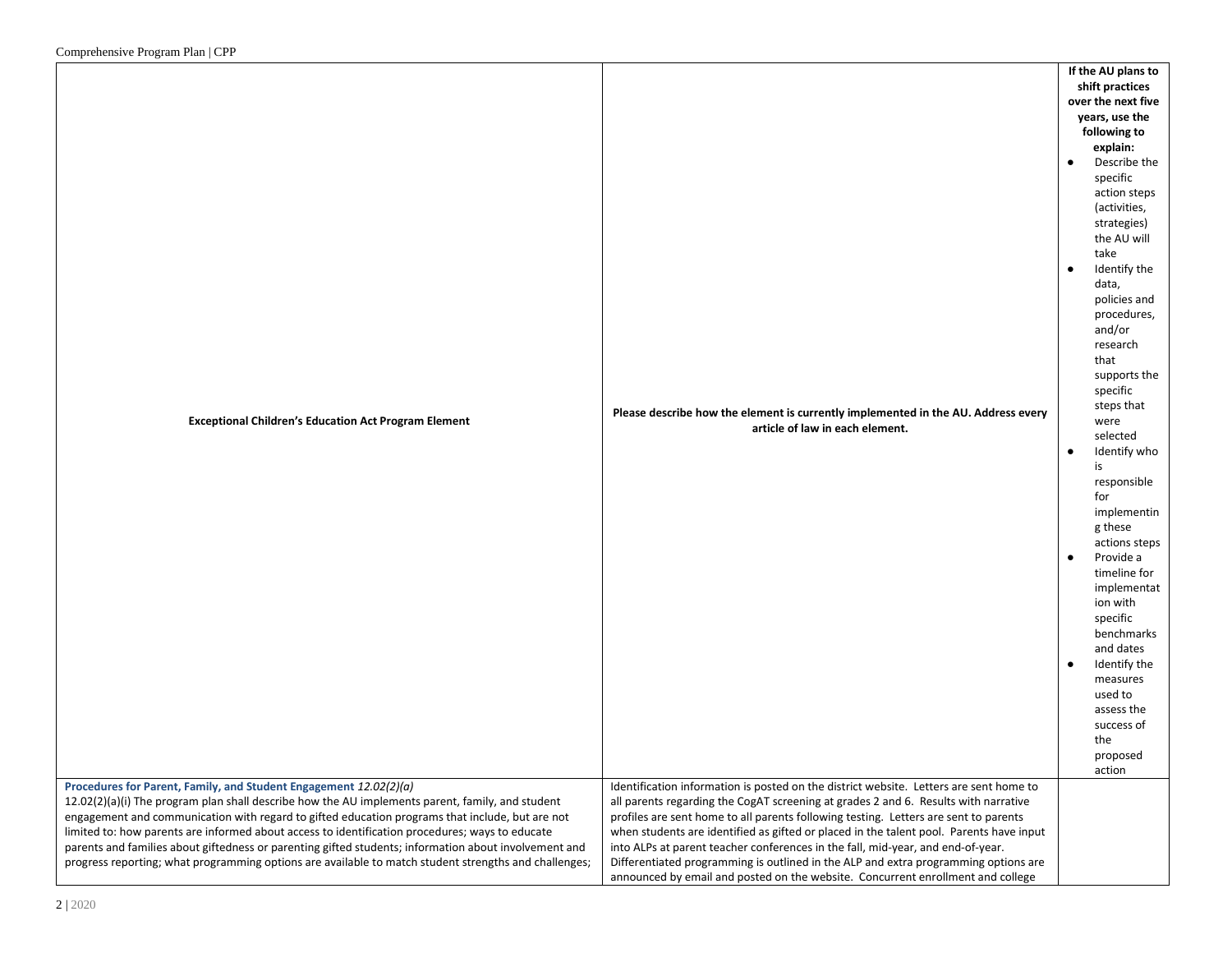| Exceptional Children's Education Act Program Element | Please describe how the element is currently implemented in the AU. Address every article of law in each element. | If the AU plans to shift practices over the next five years, use the following to explain:<br>● Describe the specific action steps (activities, strategies) the AU will take<br>● Identify the data, policies and procedures, and/or research that supports the specific steps that were selected<br>● Identify who is responsible for implementing these actions steps<br>● Provide a timeline for implementation with specific benchmarks and dates<br>● Identify the measures used to assess the success of the proposed action |
|---|---|---|
| **Procedures for Parent, Family, and Student Engagement** *12.02(2)(a)*<br>12.02(2)(a)(i) The program plan shall describe how the AU implements parent, family, and student engagement and communication with regard to gifted education programs that include, but are not limited to: how parents are informed about access to identification procedures; ways to educate parents and families about giftedness or parenting gifted students; information about involvement and progress reporting; what programming options are available to match student strengths and challenges; | Identification information is posted on the district website. Letters are sent home to all parents regarding the CogAT screening at grades 2 and 6. Results with narrative profiles are sent home to all parents following testing. Letters are sent to parents when students are identified as gifted or placed in the talent pool. Parents have input into ALPs at parent teacher conferences in the fall, mid-year, and end-of-year. Differentiated programming is outlined in the ALP and extra programming options are announced by email and posted on the website. Concurrent enrollment and college | |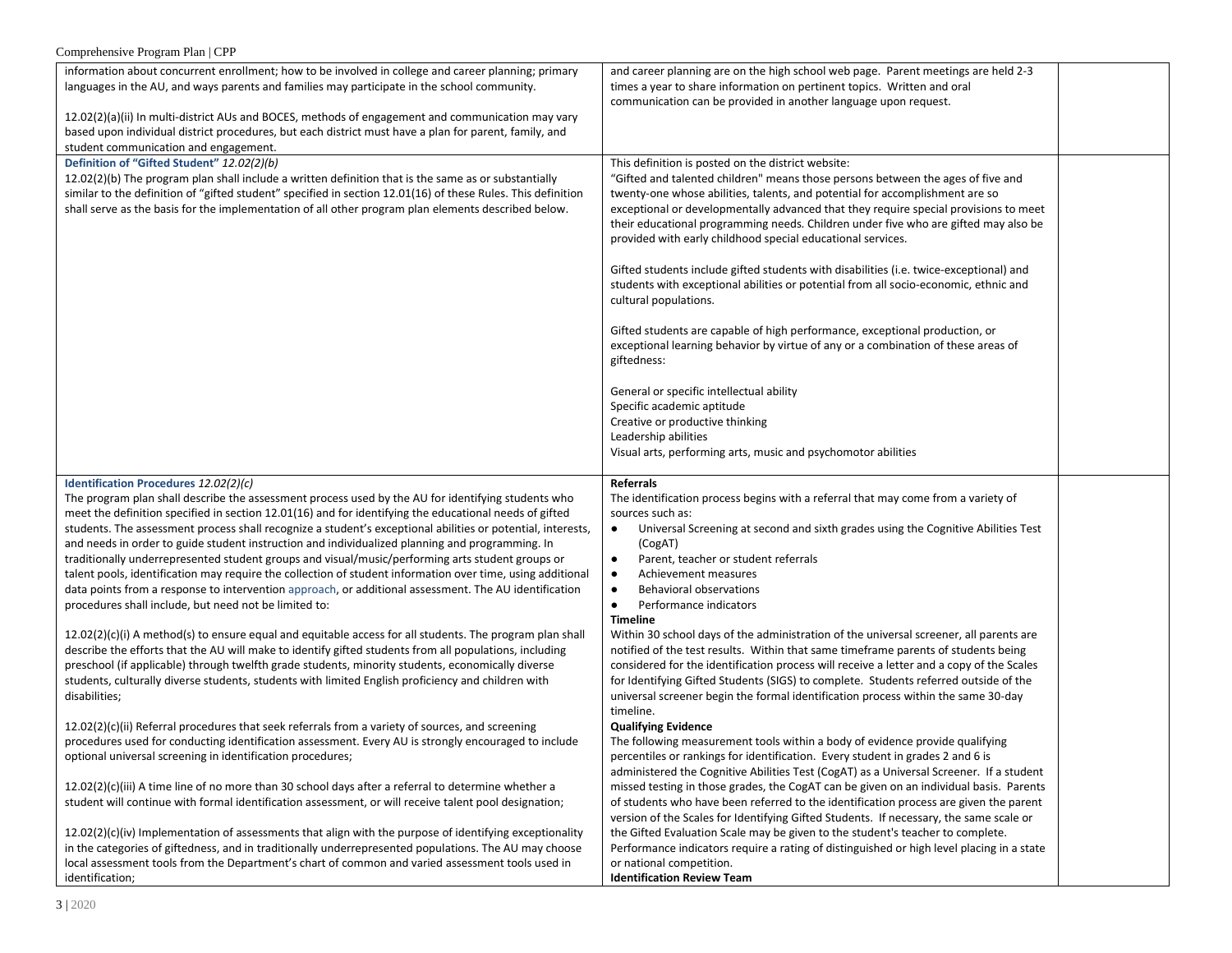| | | |
|---|---|---|
| information about concurrent enrollment; how to be involved in college and career planning; primary languages in the AU, and ways parents and families may participate in the school community.<br><br>12.02(2)(a)(ii) In multi-district AUs and BOCES, methods of engagement and communication may vary based upon individual district procedures, but each district must have a plan for parent, family, and student communication and engagement. | and career planning are on the high school web page. Parent meetings are held 2-3 times a year to share information on pertinent topics. Written and oral communication can be provided in another language upon request. | |
| **Definition of "Gifted Student"** *12.02(2)(b)*<br>12.02(2)(b) The program plan shall include a written definition that is the same as or substantially similar to the definition of "gifted student" specified in section 12.01(16) of these Rules. This definition shall serve as the basis for the implementation of all other program plan elements described below. | This definition is posted on the district website:<br>"Gifted and talented children" means those persons between the ages of five and twenty-one whose abilities, talents, and potential for accomplishment are so exceptional or developmentally advanced that they require special provisions to meet their educational programming needs. Children under five who are gifted may also be provided with early childhood special educational services.<br><br>Gifted students include gifted students with disabilities (i.e. twice-exceptional) and students with exceptional abilities or potential from all socio-economic, ethnic and cultural populations.<br><br>Gifted students are capable of high performance, exceptional production, or exceptional learning behavior by virtue of any or a combination of these areas of giftedness:<br><br>General or specific intellectual ability<br>Specific academic aptitude<br>Creative or productive thinking<br>Leadership abilities<br>Visual arts, performing arts, music and psychomotor abilities | |
| **Identification Procedures** *12.02(2)(c)*<br>The program plan shall describe the assessment process used by the AU for identifying students who meet the definition specified in section 12.01(16) and for identifying the educational needs of gifted students. The assessment process shall recognize a student's exceptional abilities or potential, interests, and needs in order to guide student instruction and individualized planning and programming. In traditionally underrepresented student groups and visual/music/performing arts student groups or talent pools, identification may require the collection of student information over time, using additional data points from a response to intervention approach, or additional assessment. The AU identification procedures shall include, but need not be limited to:<br><br>12.02(2)(c)(i) A method(s) to ensure equal and equitable access for all students. The program plan shall describe the efforts that the AU will make to identify gifted students from all populations, including preschool (if applicable) through twelfth grade students, minority students, economically diverse students, culturally diverse students, students with limited English proficiency and children with disabilities;<br><br>12.02(2)(c)(ii) Referral procedures that seek referrals from a variety of sources, and screening procedures used for conducting identification assessment. Every AU is strongly encouraged to include optional universal screening in identification procedures;<br><br>12.02(2)(c)(iii) A time line of no more than 30 school days after a referral to determine whether a student will continue with formal identification assessment, or will receive talent pool designation;<br><br>12.02(2)(c)(iv) Implementation of assessments that align with the purpose of identifying exceptionality in the categories of giftedness, and in traditionally underrepresented populations. The AU may choose local assessment tools from the Department's chart of common and varied assessment tools used in identification; | **Referrals**<br>The identification process begins with a referral that may come from a variety of sources such as:<br>• Universal Screening at second and sixth grades using the Cognitive Abilities Test (CogAT)<br>• Parent, teacher or student referrals<br>• Achievement measures<br>• Behavioral observations<br>• Performance indicators<br>**Timeline**<br>Within 30 school days of the administration of the universal screener, all parents are notified of the test results. Within that same timeframe parents of students being considered for the identification process will receive a letter and a copy of the Scales for Identifying Gifted Students (SIGS) to complete. Students referred outside of the universal screener begin the formal identification process within the same 30-day timeline.<br>**Qualifying Evidence**<br>The following measurement tools within a body of evidence provide qualifying percentiles or rankings for identification. Every student in grades 2 and 6 is administered the Cognitive Abilities Test (CogAT) as a Universal Screener. If a student missed testing in those grades, the CogAT can be given on an individual basis. Parents of students who have been referred to the identification process are given the parent version of the Scales for Identifying Gifted Students. If necessary, the same scale or the Gifted Evaluation Scale may be given to the student's teacher to complete. Performance indicators require a rating of distinguished or high level placing in a state or national competition.<br>**Identification Review Team** | |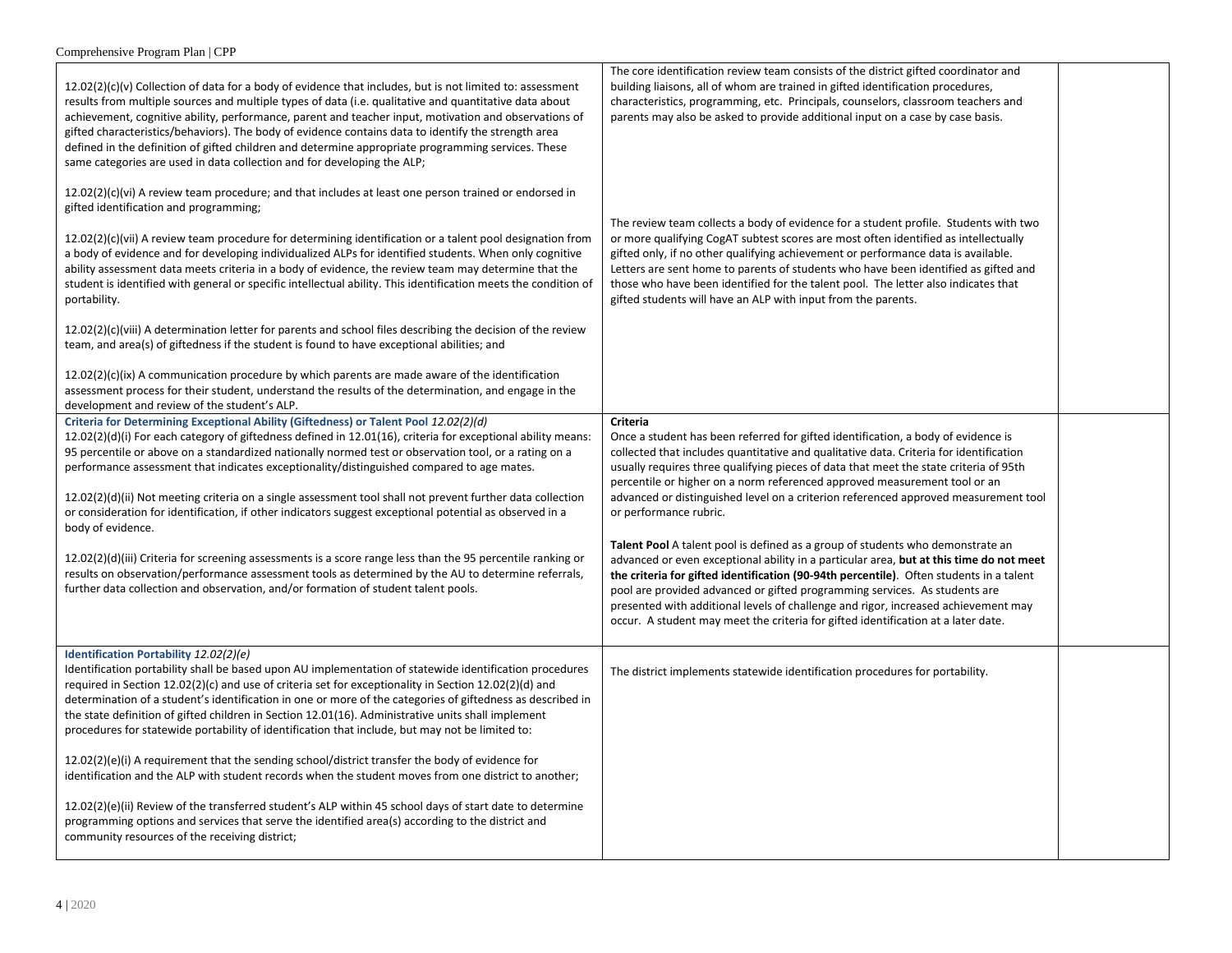| | | |
|---|---|---|
| 12.02(2)(c)(v) Collection of data for a body of evidence that includes, but is not limited to: assessment results from multiple sources and multiple types of data (i.e. qualitative and quantitative data about achievement, cognitive ability, performance, parent and teacher input, motivation and observations of gifted characteristics/behaviors). The body of evidence contains data to identify the strength area defined in the definition of gifted children and determine appropriate programming services. These same categories are used in data collection and for developing the ALP;<br><br>12.02(2)(c)(vi) A review team procedure; and that includes at least one person trained or endorsed in gifted identification and programming;<br><br>12.02(2)(c)(vii) A review team procedure for determining identification or a talent pool designation from a body of evidence and for developing individualized ALPs for identified students. When only cognitive ability assessment data meets criteria in a body of evidence, the review team may determine that the student is identified with general or specific intellectual ability. This identification meets the condition of portability.<br><br>12.02(2)(c)(viii) A determination letter for parents and school files describing the decision of the review team, and area(s) of giftedness if the student is found to have exceptional abilities; and<br><br>12.02(2)(c)(ix) A communication procedure by which parents are made aware of the identification assessment process for their student, understand the results of the determination, and engage in the development and review of the student's ALP. | The core identification review team consists of the district gifted coordinator and building liaisons, all of whom are trained in gifted identification procedures, characteristics, programming, etc. Principals, counselors, classroom teachers and parents may also be asked to provide additional input on a case by case basis.<br><br>The review team collects a body of evidence for a student profile. Students with two or more qualifying CogAT subtest scores are most often identified as intellectually gifted only, if no other qualifying achievement or performance data is available. Letters are sent home to parents of students who have been identified as gifted and those who have been identified for the talent pool. The letter also indicates that gifted students will have an ALP with input from the parents. | |
| **Criteria for Determining Exceptional Ability (Giftedness) or Talent Pool** *12.02(2)(d)*<br>12.02(2)(d)(i) For each category of giftedness defined in 12.01(16), criteria for exceptional ability means: 95 percentile or above on a standardized nationally normed test or observation tool, or a rating on a performance assessment that indicates exceptionality/distinguished compared to age mates.<br><br>12.02(2)(d)(ii) Not meeting criteria on a single assessment tool shall not prevent further data collection or consideration for identification, if other indicators suggest exceptional potential as observed in a body of evidence.<br><br>12.02(2)(d)(iii) Criteria for screening assessments is a score range less than the 95 percentile ranking or results on observation/performance assessment tools as determined by the AU to determine referrals, further data collection and observation, and/or formation of student talent pools. | **Criteria**<br>Once a student has been referred for gifted identification, a body of evidence is collected that includes quantitative and qualitative data. Criteria for identification usually requires three qualifying pieces of data that meet the state criteria of 95th percentile or higher on a norm referenced approved measurement tool or an advanced or distinguished level on a criterion referenced approved measurement tool or performance rubric.<br><br>**Talent Pool** A talent pool is defined as a group of students who demonstrate an advanced or even exceptional ability in a particular area, **but at this time do not meet the criteria for gifted identification (90-94th percentile)**. Often students in a talent pool are provided advanced or gifted programming services. As students are presented with additional levels of challenge and rigor, increased achievement may occur. A student may meet the criteria for gifted identification at a later date. | |
| **Identification Portability** *12.02(2)(e)*<br>Identification portability shall be based upon AU implementation of statewide identification procedures required in Section 12.02(2)(c) and use of criteria set for exceptionality in Section 12.02(2)(d) and determination of a student's identification in one or more of the categories of giftedness as described in the state definition of gifted children in Section 12.01(16). Administrative units shall implement procedures for statewide portability of identification that include, but may not be limited to:<br><br>12.02(2)(e)(i) A requirement that the sending school/district transfer the body of evidence for identification and the ALP with student records when the student moves from one district to another;<br><br>12.02(2)(e)(ii) Review of the transferred student's ALP within 45 school days of start date to determine programming options and services that serve the identified area(s) according to the district and community resources of the receiving district; | The district implements statewide identification procedures for portability. | |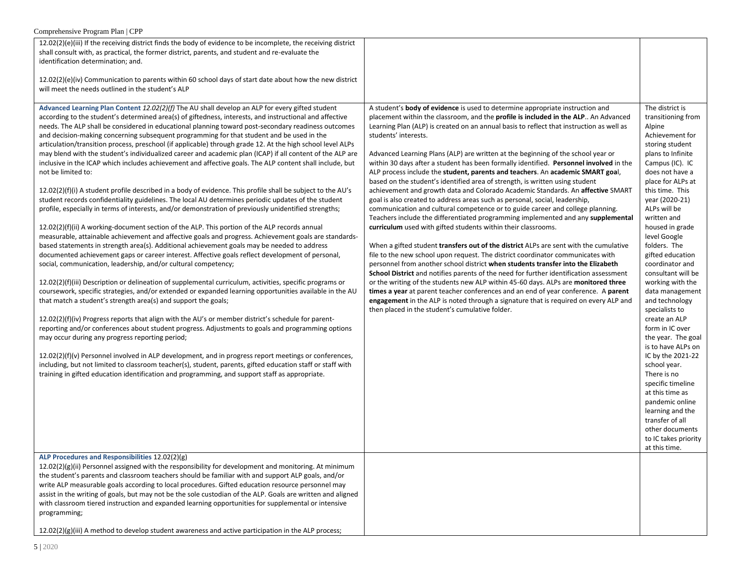| | | |
|---|---|---|
| 12.02(2)(e)(iii) If the receiving district finds the body of evidence to be incomplete, the receiving district shall consult with, as practical, the former district, parents, and student and re-evaluate the identification determination; and.<br><br>12.02(2)(e)(iv) Communication to parents within 60 school days of start date about how the new district will meet the needs outlined in the student's ALP | | |
| **Advanced Learning Plan Content** *12.02(2)(f)* The AU shall develop an ALP for every gifted student according to the student's determined area(s) of giftedness, interests, and instructional and affective needs. The ALP shall be considered in educational planning toward post-secondary readiness outcomes and decision-making concerning subsequent programming for that student and be used in the articulation/transition process, preschool (if applicable) through grade 12. At the high school level ALPs may blend with the student's individualized career and academic plan (ICAP) if all content of the ALP are inclusive in the ICAP which includes achievement and affective goals. The ALP content shall include, but not be limited to:<br><br>12.02(2)(f)(i) A student profile described in a body of evidence. This profile shall be subject to the AU's student records confidentiality guidelines. The local AU determines periodic updates of the student profile, especially in terms of interests, and/or demonstration of previously unidentified strengths;<br><br>12.02(2)(f)(ii) A working-document section of the ALP. This portion of the ALP records annual measurable, attainable achievement and affective goals and progress. Achievement goals are standards-based statements in strength area(s). Additional achievement goals may be needed to address documented achievement gaps or career interest. Affective goals reflect development of personal, social, communication, leadership, and/or cultural competency;<br><br>12.02(2)(f)(iii) Description or delineation of supplemental curriculum, activities, specific programs or coursework, specific strategies, and/or extended or expanded learning opportunities available in the AU that match a student's strength area(s) and support the goals;<br><br>12.02(2)(f)(iv) Progress reports that align with the AU's or member district's schedule for parent-reporting and/or conferences about student progress. Adjustments to goals and programming options may occur during any progress reporting period;<br><br>12.02(2)(f)(v) Personnel involved in ALP development, and in progress report meetings or conferences, including, but not limited to classroom teacher(s), student, parents, gifted education staff or staff with training in gifted education identification and programming, and support staff as appropriate. | A student's **body of evidence** is used to determine appropriate instruction and placement within the classroom, and the **profile is included in the ALP**.. An Advanced Learning Plan (ALP) is created on an annual basis to reflect that instruction as well as students' interests.<br><br>Advanced Learning Plans (ALP) are written at the beginning of the school year or within 30 days after a student has been formally identified. **Personnel involved** in the ALP process include the **student, parents and teachers**. An **academic SMART goa**l, based on the student's identified area of strength, is written using student achievement and growth data and Colorado Academic Standards. An **affective** SMART goal is also created to address areas such as personal, social, leadership, communication and cultural competence or to guide career and college planning. Teachers include the differentiated programming implemented and any **supplemental curriculum** used with gifted students within their classrooms.<br><br>When a gifted student **transfers out of the district** ALPs are sent with the cumulative file to the new school upon request. The district coordinator communicates with personnel from another school district **when students transfer into the Elizabeth School District** and notifies parents of the need for further identification assessment or the writing of the students new ALP within 45-60 days. ALPs are **monitored three times a year** at parent teacher conferences and an end of year conference. A **parent engagement** in the ALP is noted through a signature that is required on every ALP and then placed in the student's cumulative folder. | The district is transitioning from Alpine Achievement for storing student plans to Infinite Campus (IC). IC does not have a place for ALPs at this time. This year (2020-21) ALPs will be written and housed in grade level Google folders. The gifted education coordinator and consultant will be working with the data management and technology specialists to create an ALP form in IC over the year. The goal is to have ALPs on IC by the 2021-22 school year. There is no specific timeline at this time as pandemic online learning and the transfer of all other documents to IC takes priority at this time. |
| **ALP Procedures and Responsibilities** 12.02(2)(g)<br>12.02(2)(g)(ii) Personnel assigned with the responsibility for development and monitoring. At minimum the student's parents and classroom teachers should be familiar with and support ALP goals, and/or write ALP measurable goals according to local procedures. Gifted education resource personnel may assist in the writing of goals, but may not be the sole custodian of the ALP. Goals are written and aligned with classroom tiered instruction and expanded learning opportunities for supplemental or intensive programming;<br><br>12.02(2)(g)(iii) A method to develop student awareness and active participation in the ALP process; | | |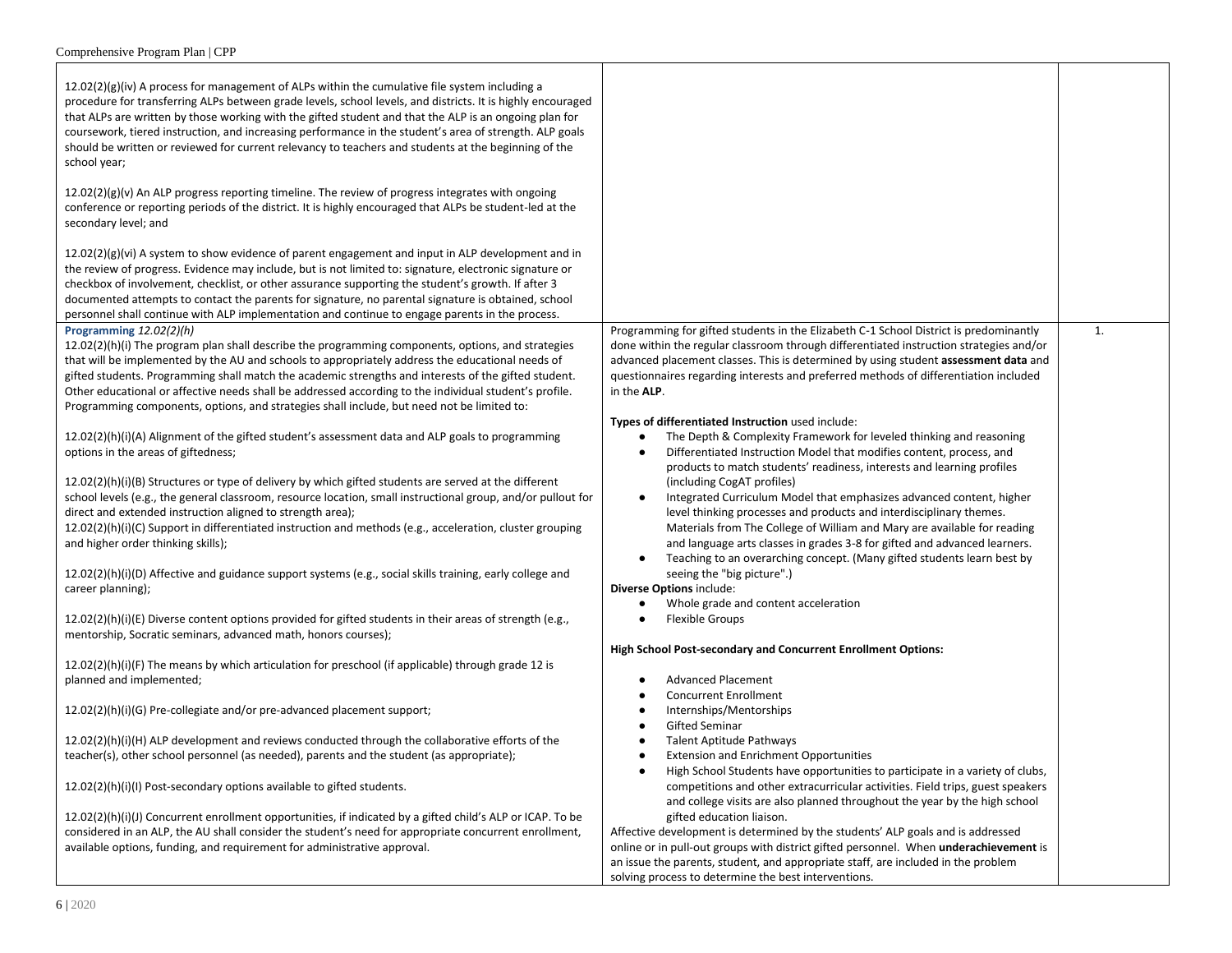| | | |
|---|---|---|
| 12.02(2)(g)(iv) A process for management of ALPs within the cumulative file system including a procedure for transferring ALPs between grade levels, school levels, and districts. It is highly encouraged that ALPs are written by those working with the gifted student and that the ALP is an ongoing plan for coursework, tiered instruction, and increasing performance in the student's area of strength. ALP goals should be written or reviewed for current relevancy to teachers and students at the beginning of the school year;<br><br>12.02(2)(g)(v) An ALP progress reporting timeline. The review of progress integrates with ongoing conference or reporting periods of the district. It is highly encouraged that ALPs be student-led at the secondary level; and<br><br>12.02(2)(g)(vi) A system to show evidence of parent engagement and input in ALP development and in the review of progress. Evidence may include, but is not limited to: signature, electronic signature or checkbox of involvement, checklist, or other assurance supporting the student's growth. If after 3 documented attempts to contact the parents for signature, no parental signature is obtained, school personnel shall continue with ALP implementation and continue to engage parents in the process. | | |
| **Programming** *12.02(2)(h)*<br>12.02(2)(h)(i) The program plan shall describe the programming components, options, and strategies that will be implemented by the AU and schools to appropriately address the educational needs of gifted students. Programming shall match the academic strengths and interests of the gifted student. Other educational or affective needs shall be addressed according to the individual student's profile. Programming components, options, and strategies shall include, but need not be limited to:<br><br>12.02(2)(h)(i)(A) Alignment of the gifted student's assessment data and ALP goals to programming options in the areas of giftedness;<br><br>12.02(2)(h)(i)(B) Structures or type of delivery by which gifted students are served at the different school levels (e.g., the general classroom, resource location, small instructional group, and/or pullout for direct and extended instruction aligned to strength area);<br>12.02(2)(h)(i)(C) Support in differentiated instruction and methods (e.g., acceleration, cluster grouping and higher order thinking skills);<br><br>12.02(2)(h)(i)(D) Affective and guidance support systems (e.g., social skills training, early college and career planning);<br><br>12.02(2)(h)(i)(E) Diverse content options provided for gifted students in their areas of strength (e.g., mentorship, Socratic seminars, advanced math, honors courses);<br><br>12.02(2)(h)(i)(F) The means by which articulation for preschool (if applicable) through grade 12 is planned and implemented;<br><br>12.02(2)(h)(i)(G) Pre-collegiate and/or pre-advanced placement support;<br><br>12.02(2)(h)(i)(H) ALP development and reviews conducted through the collaborative efforts of the teacher(s), other school personnel (as needed), parents and the student (as appropriate);<br><br>12.02(2)(h)(i)(I) Post-secondary options available to gifted students.<br><br>12.02(2)(h)(i)(J) Concurrent enrollment opportunities, if indicated by a gifted child's ALP or ICAP. To be considered in an ALP, the AU shall consider the student's need for appropriate concurrent enrollment, available options, funding, and requirement for administrative approval. | Programming for gifted students in the Elizabeth C-1 School District is predominantly done within the regular classroom through differentiated instruction strategies and/or advanced placement classes. This is determined by using student **assessment data** and questionnaires regarding interests and preferred methods of differentiation included in the **ALP**.<br><br>**Types of differentiated Instruction** used include:<br>● The Depth & Complexity Framework for leveled thinking and reasoning<br>● Differentiated Instruction Model that modifies content, process, and products to match students' readiness, interests and learning profiles (including CogAT profiles)<br>● Integrated Curriculum Model that emphasizes advanced content, higher level thinking processes and products and interdisciplinary themes. Materials from The College of William and Mary are available for reading and language arts classes in grades 3-8 for gifted and advanced learners.<br>● Teaching to an overarching concept. (Many gifted students learn best by seeing the "big picture".)<br>**Diverse Options** include:<br>● Whole grade and content acceleration<br>● Flexible Groups<br><br>**High School Post-secondary and Concurrent Enrollment Options:**<br><br>● Advanced Placement<br>● Concurrent Enrollment<br>● Internships/Mentorships<br>● Gifted Seminar<br>● Talent Aptitude Pathways<br>● Extension and Enrichment Opportunities<br>● High School Students have opportunities to participate in a variety of clubs, competitions and other extracurricular activities. Field trips, guest speakers and college visits are also planned throughout the year by the high school gifted education liaison.<br>Affective development is determined by the students' ALP goals and is addressed online or in pull-out groups with district gifted personnel. When **underachievement** is an issue the parents, student, and appropriate staff, are included in the problem solving process to determine the best interventions. | 1. |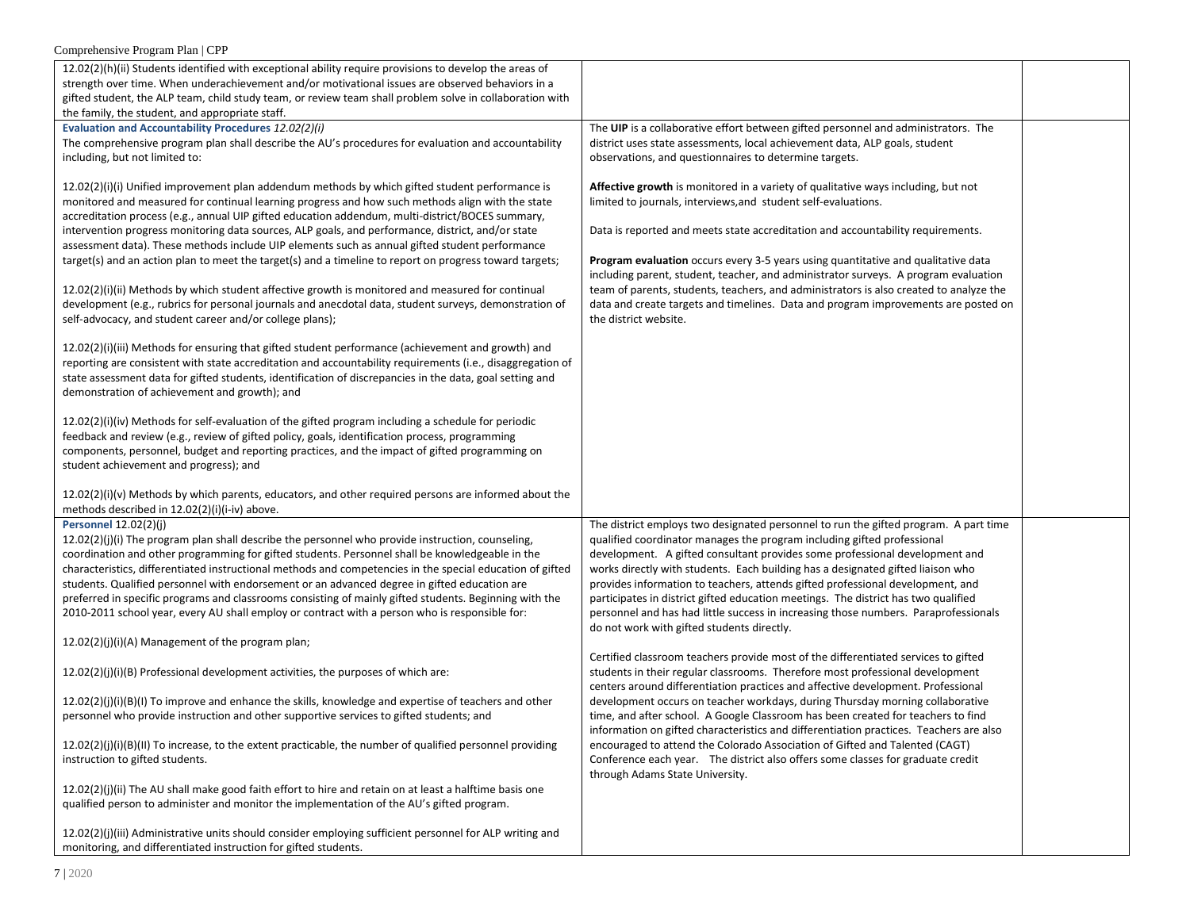| | | |
|---|---|---|
| 12.02(2)(h)(ii) Students identified with exceptional ability require provisions to develop the areas of strength over time. When underachievement and/or motivational issues are observed behaviors in a gifted student, the ALP team, child study team, or review team shall problem solve in collaboration with the family, the student, and appropriate staff. | | |
| **Evaluation and Accountability Procedures** *12.02(2)(i)*<br>The comprehensive program plan shall describe the AU's procedures for evaluation and accountability including, but not limited to:<br><br>12.02(2)(i)(i) Unified improvement plan addendum methods by which gifted student performance is monitored and measured for continual learning progress and how such methods align with the state accreditation process (e.g., annual UIP gifted education addendum, multi-district/BOCES summary, intervention progress monitoring data sources, ALP goals, and performance, district, and/or state assessment data). These methods include UIP elements such as annual gifted student performance target(s) and an action plan to meet the target(s) and a timeline to report on progress toward targets;<br><br>12.02(2)(i)(ii) Methods by which student affective growth is monitored and measured for continual development (e.g., rubrics for personal journals and anecdotal data, student surveys, demonstration of self-advocacy, and student career and/or college plans);<br><br>12.02(2)(i)(iii) Methods for ensuring that gifted student performance (achievement and growth) and reporting are consistent with state accreditation and accountability requirements (i.e., disaggregation of state assessment data for gifted students, identification of discrepancies in the data, goal setting and demonstration of achievement and growth); and<br><br>12.02(2)(i)(iv) Methods for self-evaluation of the gifted program including a schedule for periodic feedback and review (e.g., review of gifted policy, goals, identification process, programming components, personnel, budget and reporting practices, and the impact of gifted programming on student achievement and progress); and<br><br>12.02(2)(i)(v) Methods by which parents, educators, and other required persons are informed about the methods described in 12.02(2)(i)(i-iv) above. | The **UIP** is a collaborative effort between gifted personnel and administrators. The district uses state assessments, local achievement data, ALP goals, student observations, and questionnaires to determine targets.<br><br>**Affective growth** is monitored in a variety of qualitative ways including, but not limited to journals, interviews,and student self-evaluations.<br><br>Data is reported and meets state accreditation and accountability requirements.<br><br>**Program evaluation** occurs every 3-5 years using quantitative and qualitative data including parent, student, teacher, and administrator surveys. A program evaluation team of parents, students, teachers, and administrators is also created to analyze the data and create targets and timelines. Data and program improvements are posted on the district website. | |
| **Personnel** 12.02(2)(j)<br>12.02(2)(j)(i) The program plan shall describe the personnel who provide instruction, counseling, coordination and other programming for gifted students. Personnel shall be knowledgeable in the characteristics, differentiated instructional methods and competencies in the special education of gifted students. Qualified personnel with endorsement or an advanced degree in gifted education are preferred in specific programs and classrooms consisting of mainly gifted students. Beginning with the 2010-2011 school year, every AU shall employ or contract with a person who is responsible for:<br><br>12.02(2)(j)(i)(A) Management of the program plan;<br><br>12.02(2)(j)(i)(B) Professional development activities, the purposes of which are:<br><br>12.02(2)(j)(i)(B)(I) To improve and enhance the skills, knowledge and expertise of teachers and other personnel who provide instruction and other supportive services to gifted students; and<br><br>12.02(2)(j)(i)(B)(II) To increase, to the extent practicable, the number of qualified personnel providing instruction to gifted students.<br><br>12.02(2)(j)(ii) The AU shall make good faith effort to hire and retain on at least a halftime basis one qualified person to administer and monitor the implementation of the AU's gifted program.<br><br>12.02(2)(j)(iii) Administrative units should consider employing sufficient personnel for ALP writing and monitoring, and differentiated instruction for gifted students. | The district employs two designated personnel to run the gifted program. A part time qualified coordinator manages the program including gifted professional development. A gifted consultant provides some professional development and works directly with students. Each building has a designated gifted liaison who provides information to teachers, attends gifted professional development, and participates in district gifted education meetings. The district has two qualified personnel and has had little success in increasing those numbers. Paraprofessionals do not work with gifted students directly.<br><br>Certified classroom teachers provide most of the differentiated services to gifted students in their regular classrooms. Therefore most professional development centers around differentiation practices and affective development. Professional development occurs on teacher workdays, during Thursday morning collaborative time, and after school. A Google Classroom has been created for teachers to find information on gifted characteristics and differentiation practices. Teachers are also encouraged to attend the Colorado Association of Gifted and Talented (CAGT) Conference each year. The district also offers some classes for graduate credit through Adams State University. | |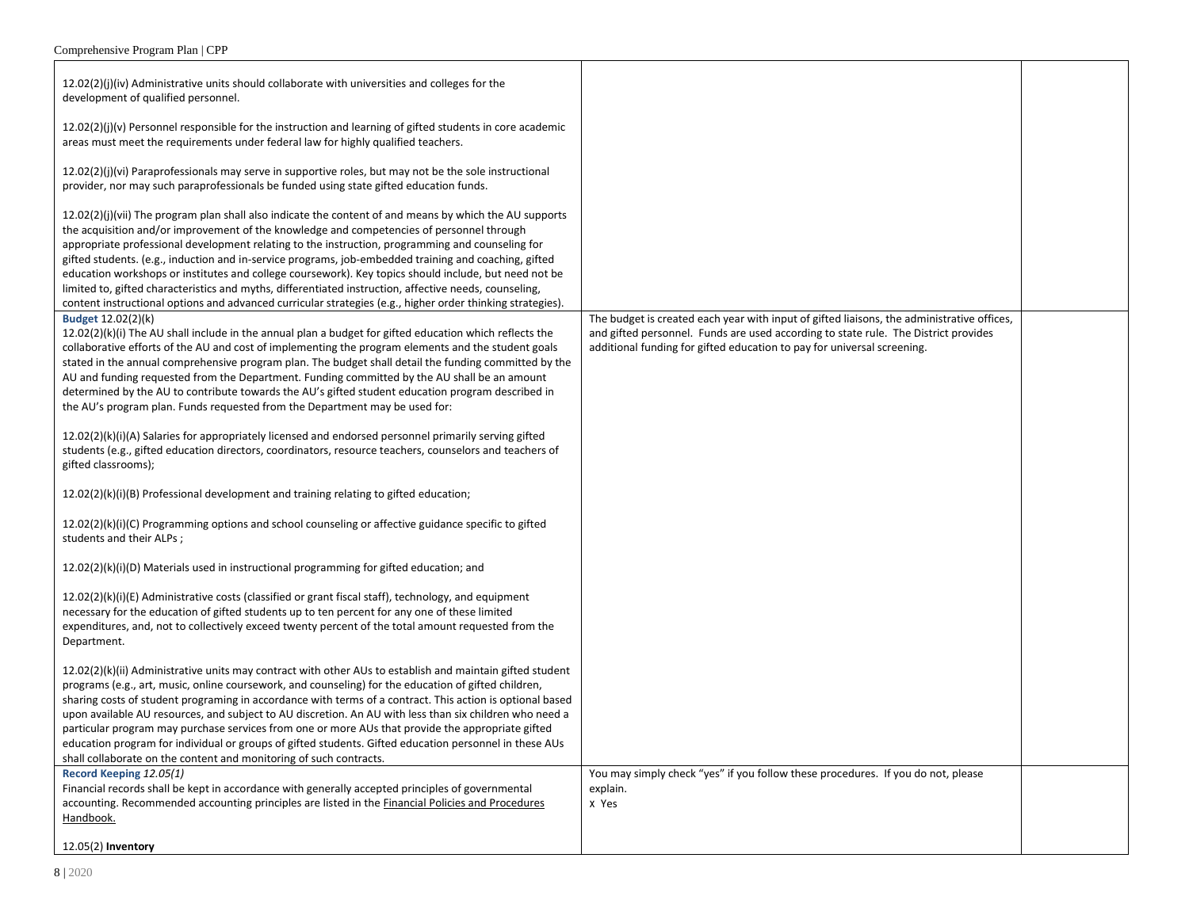| | | |
|---|---|---|
| 12.02(2)(j)(iv) Administrative units should collaborate with universities and colleges for the development of qualified personnel.<br><br>12.02(2)(j)(v) Personnel responsible for the instruction and learning of gifted students in core academic areas must meet the requirements under federal law for highly qualified teachers.<br><br>12.02(2)(j)(vi) Paraprofessionals may serve in supportive roles, but may not be the sole instructional provider, nor may such paraprofessionals be funded using state gifted education funds.<br><br>12.02(2)(j)(vii) The program plan shall also indicate the content of and means by which the AU supports the acquisition and/or improvement of the knowledge and competencies of personnel through appropriate professional development relating to the instruction, programming and counseling for gifted students. (e.g., induction and in-service programs, job-embedded training and coaching, gifted education workshops or institutes and college coursework). Key topics should include, but need not be limited to, gifted characteristics and myths, differentiated instruction, affective needs, counseling, content instructional options and advanced curricular strategies (e.g., higher order thinking strategies). | | |
| **Budget** 12.02(2)(k)<br>12.02(2)(k)(i) The AU shall include in the annual plan a budget for gifted education which reflects the collaborative efforts of the AU and cost of implementing the program elements and the student goals stated in the annual comprehensive program plan. The budget shall detail the funding committed by the AU and funding requested from the Department. Funding committed by the AU shall be an amount determined by the AU to contribute towards the AU's gifted student education program described in the AU's program plan. Funds requested from the Department may be used for:<br><br>12.02(2)(k)(i)(A) Salaries for appropriately licensed and endorsed personnel primarily serving gifted students (e.g., gifted education directors, coordinators, resource teachers, counselors and teachers of gifted classrooms);<br><br>12.02(2)(k)(i)(B) Professional development and training relating to gifted education;<br><br>12.02(2)(k)(i)(C) Programming options and school counseling or affective guidance specific to gifted students and their ALPs ;<br><br>12.02(2)(k)(i)(D) Materials used in instructional programming for gifted education; and<br><br>12.02(2)(k)(i)(E) Administrative costs (classified or grant fiscal staff), technology, and equipment necessary for the education of gifted students up to ten percent for any one of these limited expenditures, and, not to collectively exceed twenty percent of the total amount requested from the Department.<br><br>12.02(2)(k)(ii) Administrative units may contract with other AUs to establish and maintain gifted student programs (e.g., art, music, online coursework, and counseling) for the education of gifted children, sharing costs of student programing in accordance with terms of a contract. This action is optional based upon available AU resources, and subject to AU discretion. An AU with less than six children who need a particular program may purchase services from one or more AUs that provide the appropriate gifted education program for individual or groups of gifted students. Gifted education personnel in these AUs shall collaborate on the content and monitoring of such contracts. | The budget is created each year with input of gifted liaisons, the administrative offices, and gifted personnel. Funds are used according to state rule. The District provides additional funding for gifted education to pay for universal screening. | |
| **Record Keeping** *12.05(1)*<br>Financial records shall be kept in accordance with generally accepted principles of governmental accounting. Recommended accounting principles are listed in the Financial Policies and Procedures Handbook.<br><br>12.05(2) **Inventory** | You may simply check "yes" if you follow these procedures. If you do not, please explain.<br>X Yes | |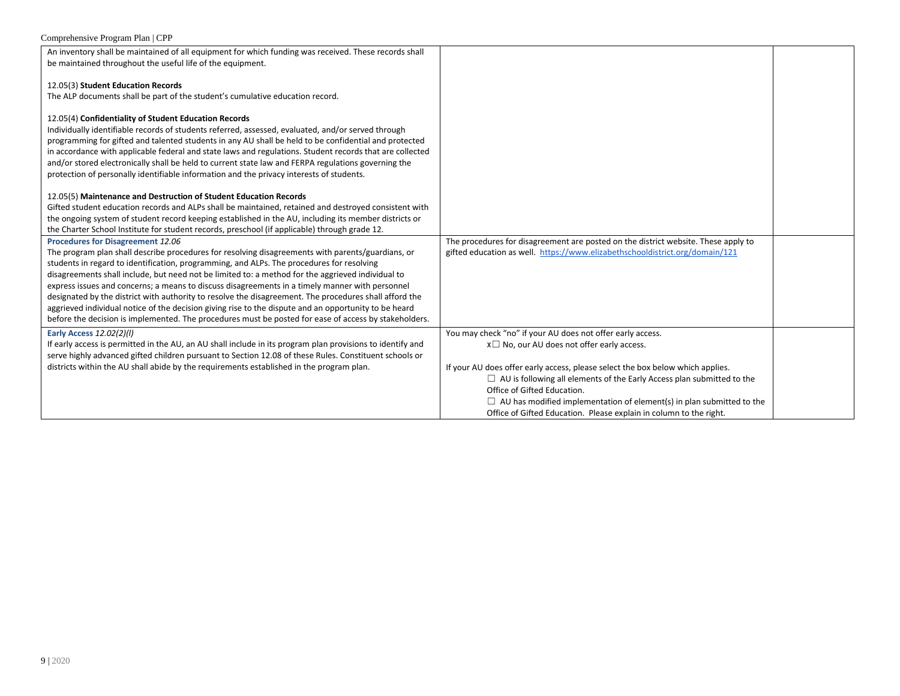| | | |
|---|---|---|
| An inventory shall be maintained of all equipment for which funding was received. These records shall be maintained throughout the useful life of the equipment.<br><br>12.05(3) **Student Education Records**<br>The ALP documents shall be part of the student's cumulative education record.<br><br>12.05(4) **Confidentiality of Student Education Records**<br>Individually identifiable records of students referred, assessed, evaluated, and/or served through programming for gifted and talented students in any AU shall be held to be confidential and protected in accordance with applicable federal and state laws and regulations. Student records that are collected and/or stored electronically shall be held to current state law and FERPA regulations governing the protection of personally identifiable information and the privacy interests of students.<br><br>12.05(5) **Maintenance and Destruction of Student Education Records**<br>Gifted student education records and ALPs shall be maintained, retained and destroyed consistent with the ongoing system of student record keeping established in the AU, including its member districts or the Charter School Institute for student records, preschool (if applicable) through grade 12. | | |
| **Procedures for Disagreement** *12.06*<br>The program plan shall describe procedures for resolving disagreements with parents/guardians, or students in regard to identification, programming, and ALPs. The procedures for resolving disagreements shall include, but need not be limited to: a method for the aggrieved individual to express issues and concerns; a means to discuss disagreements in a timely manner with personnel designated by the district with authority to resolve the disagreement. The procedures shall afford the aggrieved individual notice of the decision giving rise to the dispute and an opportunity to be heard before the decision is implemented. The procedures must be posted for ease of access by stakeholders. | The procedures for disagreement are posted on the district website. These apply to gifted education as well. https://www.elizabethschooldistrict.org/domain/121 | |
| **Early Access** *12.02(2)(l)*<br>If early access is permitted in the AU, an AU shall include in its program plan provisions to identify and serve highly advanced gifted children pursuant to Section 12.08 of these Rules. Constituent schools or districts within the AU shall abide by the requirements established in the program plan. | You may check "no" if your AU does not offer early access.<br>x☐ No, our AU does not offer early access.<br><br>If your AU does offer early access, please select the box below which applies.<br>☐ AU is following all elements of the Early Access plan submitted to the Office of Gifted Education.<br>☐ AU has modified implementation of element(s) in plan submitted to the Office of Gifted Education. Please explain in column to the right. | |